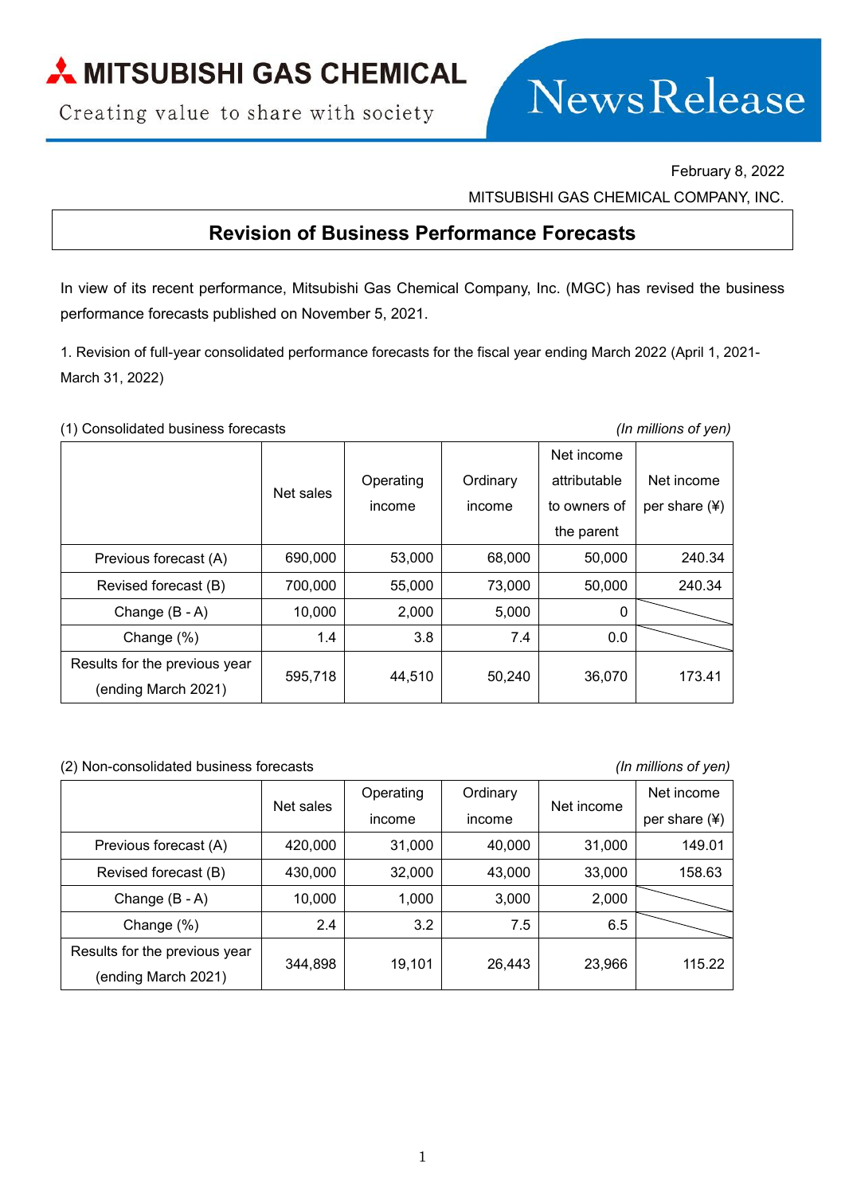MITSUBISHI GAS CHEMICAL

Creating value to share with society

News Release

February 8, 2022

MITSUBISHI GAS CHEMICAL COMPANY, INC.

## Revision of Business Performance Forecasts

In view of its recent performance, Mitsubishi Gas Chemical Company, Inc. (MGC) has revised the business performance forecasts published on November 5, 2021.

1. Revision of full-year consolidated performance forecasts for the fiscal year ending March 2022 (April 1, 2021- March 31, 2022)

(1) Consolidated business forecasts *(In millions of yen)*

| | Net sales | Operating income | Ordinary income | Net income attributable to owners of the parent | Net income per share (¥) |
|---|---|---|---|---|---|
| Previous forecast (A) | 690,000 | 53,000 | 68,000 | 50,000 | 240.34 |
| Revised forecast (B) | 700,000 | 55,000 | 73,000 | 50,000 | 240.34 |
| Change (B - A) | 10,000 | 2,000 | 5,000 | 0 | |
| Change (%) | 1.4 | 3.8 | 7.4 | 0.0 | |
| Results for the previous year (ending March 2021) | 595,718 | 44,510 | 50,240 | 36,070 | 173.41 |

(2) Non-consolidated business forecasts *(In millions of yen)*

| | Net sales | Operating income | Ordinary income | Net income | Net income per share (¥) |
|---|---|---|---|---|---|
| Previous forecast (A) | 420,000 | 31,000 | 40,000 | 31,000 | 149.01 |
| Revised forecast (B) | 430,000 | 32,000 | 43,000 | 33,000 | 158.63 |
| Change (B - A) | 10,000 | 1,000 | 3,000 | 2,000 | |
| Change (%) | 2.4 | 3.2 | 7.5 | 6.5 | |
| Results for the previous year (ending March 2021) | 344,898 | 19,101 | 26,443 | 23,966 | 115.22 |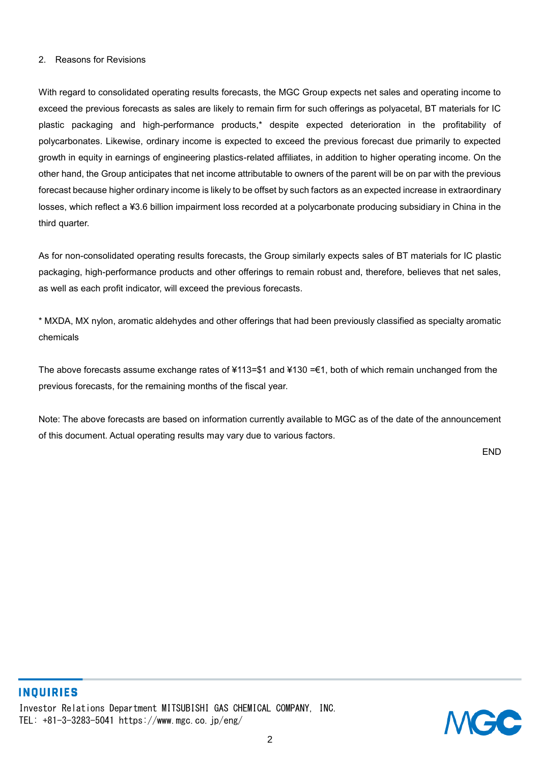## 2. Reasons for Revisions

With regard to consolidated operating results forecasts, the MGC Group expects net sales and operating income to exceed the previous forecasts as sales are likely to remain firm for such offerings as polyacetal, BT materials for IC plastic packaging and high-performance products,* despite expected deterioration in the profitability of polycarbonates. Likewise, ordinary income is expected to exceed the previous forecast due primarily to expected growth in equity in earnings of engineering plastics-related affiliates, in addition to higher operating income. On the other hand, the Group anticipates that net income attributable to owners of the parent will be on par with the previous forecast because higher ordinary income is likely to be offset by such factors as an expected increase in extraordinary losses, which reflect a ¥3.6 billion impairment loss recorded at a polycarbonate producing subsidiary in China in the third quarter.

As for non-consolidated operating results forecasts, the Group similarly expects sales of BT materials for IC plastic packaging, high-performance products and other offerings to remain robust and, therefore, believes that net sales, as well as each profit indicator, will exceed the previous forecasts.

* MXDA, MX nylon, aromatic aldehydes and other offerings that had been previously classified as specialty aromatic chemicals

The above forecasts assume exchange rates of ¥113=$1 and ¥130 =€1, both of which remain unchanged from the previous forecasts, for the remaining months of the fiscal year.

Note: The above forecasts are based on information currently available to MGC as of the date of the announcement of this document. Actual operating results may vary due to various factors.

END

**INQUIRIES**

Investor Relations Department MITSUBISHI GAS CHEMICAL COMPANY, INC.
TEL: +81-3-3283-5041 https://www.mgc.co.jp/eng/